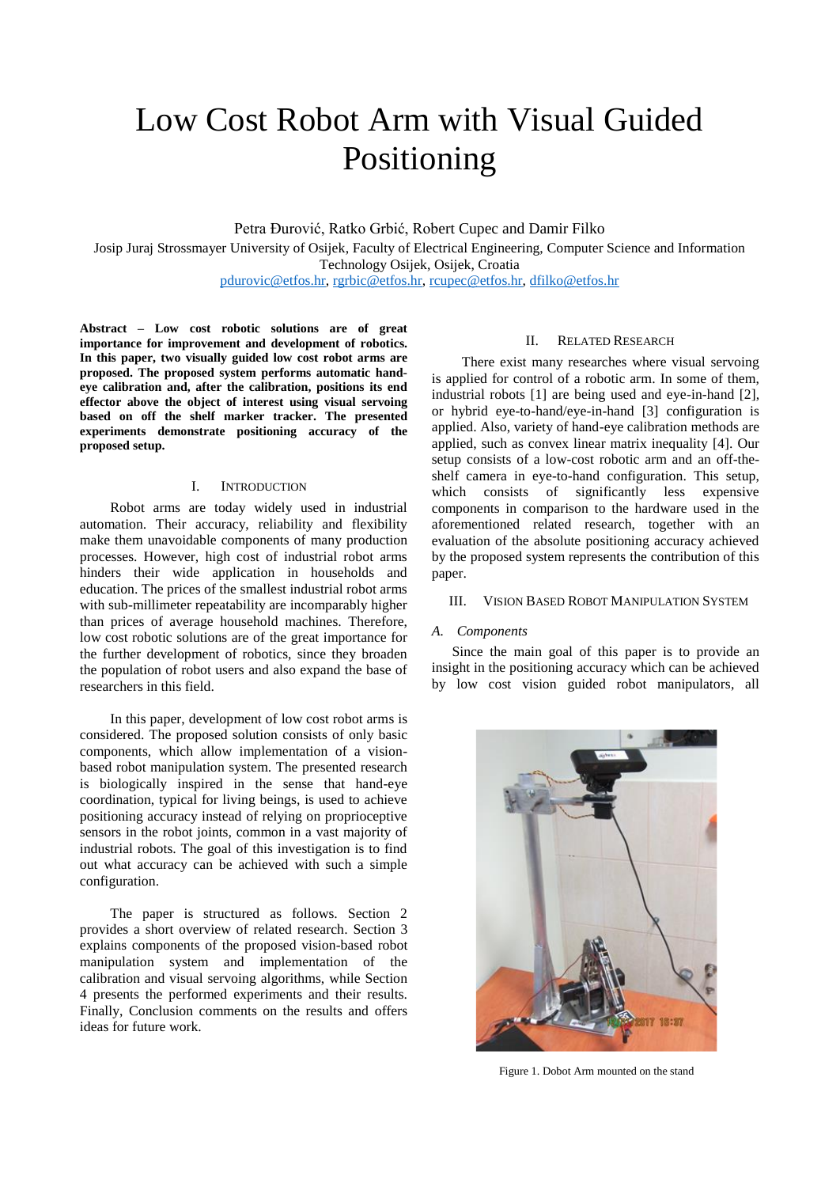# Low Cost Robot Arm with Visual Guided Positioning

Petra Đurović, Ratko Grbić, Robert Cupec and Damir Filko

Josip Juraj Strossmayer University of Osijek, Faculty of Electrical Engineering, Computer Science and Information Technology Osijek, Osijek, Croatia

pdurovic@etfos.hr, rgrbic@etfos.hr, rcupec@etfos.hr, dfilko@etfos.hr

**Abstract – Low cost robotic solutions are of great importance for improvement and development of robotics. In this paper, two visually guided low cost robot arms are proposed. The proposed system performs automatic hand-eye calibration and, after the calibration, positions its end effector above the object of interest using visual servoing based on off the shelf marker tracker. The presented experiments demonstrate positioning accuracy of the proposed setup.**

## I. Introduction

Robot arms are today widely used in industrial automation. Their accuracy, reliability and flexibility make them unavoidable components of many production processes. However, high cost of industrial robot arms hinders their wide application in households and education. The prices of the smallest industrial robot arms with sub-millimeter repeatability are incomparably higher than prices of average household machines. Therefore, low cost robotic solutions are of the great importance for the further development of robotics, since they broaden the population of robot users and also expand the base of researchers in this field.

In this paper, development of low cost robot arms is considered. The proposed solution consists of only basic components, which allow implementation of a vision-based robot manipulation system. The presented research is biologically inspired in the sense that hand-eye coordination, typical for living beings, is used to achieve positioning accuracy instead of relying on proprioceptive sensors in the robot joints, common in a vast majority of industrial robots. The goal of this investigation is to find out what accuracy can be achieved with such a simple configuration.

The paper is structured as follows. Section 2 provides a short overview of related research. Section 3 explains components of the proposed vision-based robot manipulation system and implementation of the calibration and visual servoing algorithms, while Section 4 presents the performed experiments and their results. Finally, Conclusion comments on the results and offers ideas for future work.

## II. Related Research

There exist many researches where visual servoing is applied for control of a robotic arm. In some of them, industrial robots [1] are being used and eye-in-hand [2], or hybrid eye-to-hand/eye-in-hand [3] configuration is applied. Also, variety of hand-eye calibration methods are applied, such as convex linear matrix inequality [4]. Our setup consists of a low-cost robotic arm and an off-the-shelf camera in eye-to-hand configuration. This setup, which consists of significantly less expensive components in comparison to the hardware used in the aforementioned related research, together with an evaluation of the absolute positioning accuracy achieved by the proposed system represents the contribution of this paper.

## III. Vision Based Robot Manipulation System

### A. Components

Since the main goal of this paper is to provide an insight in the positioning accuracy which can be achieved by low cost vision guided robot manipulators, all

Figure 1. Dobot Arm mounted on the stand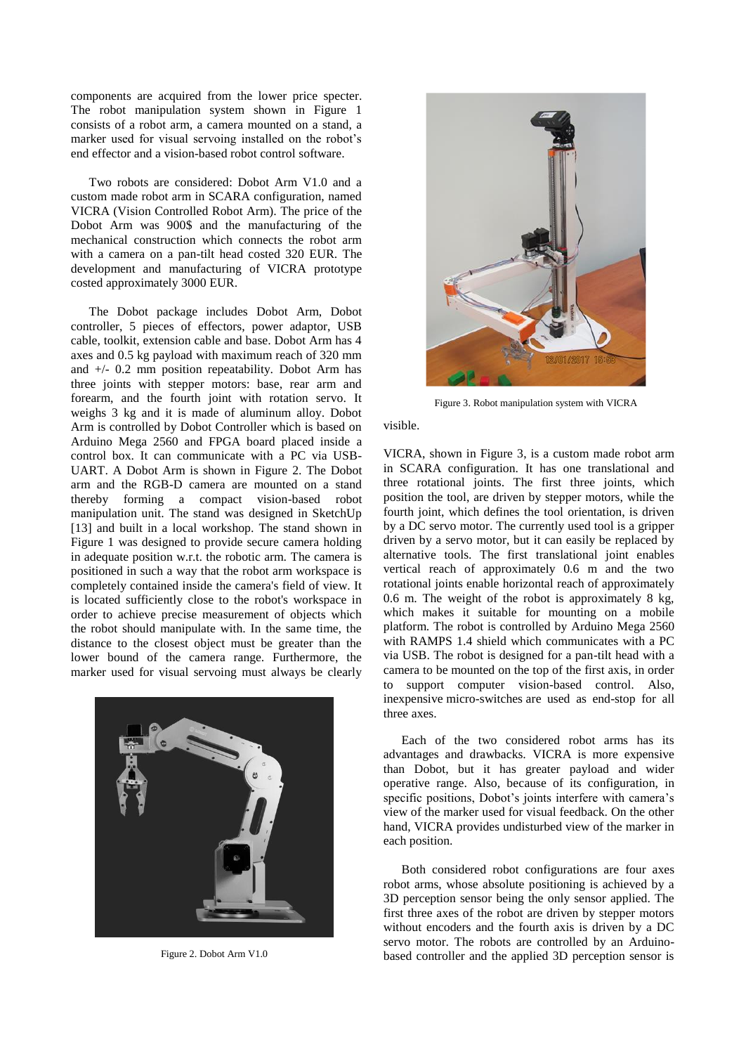components are acquired from the lower price specter. The robot manipulation system shown in Figure 1 consists of a robot arm, a camera mounted on a stand, a marker used for visual servoing installed on the robot's end effector and a vision-based robot control software.

Two robots are considered: Dobot Arm V1.0 and a custom made robot arm in SCARA configuration, named VICRA (Vision Controlled Robot Arm). The price of the Dobot Arm was 900$ and the manufacturing of the mechanical construction which connects the robot arm with a camera on a pan-tilt head costed 320 EUR. The development and manufacturing of VICRA prototype costed approximately 3000 EUR.

The Dobot package includes Dobot Arm, Dobot controller, 5 pieces of effectors, power adaptor, USB cable, toolkit, extension cable and base. Dobot Arm has 4 axes and 0.5 kg payload with maximum reach of 320 mm and +/- 0.2 mm position repeatability. Dobot Arm has three joints with stepper motors: base, rear arm and forearm, and the fourth joint with rotation servo. It weighs 3 kg and it is made of aluminum alloy. Dobot Arm is controlled by Dobot Controller which is based on Arduino Mega 2560 and FPGA board placed inside a control box. It can communicate with a PC via USB-UART. A Dobot Arm is shown in Figure 2. The Dobot arm and the RGB-D camera are mounted on a stand thereby forming a compact vision-based robot manipulation unit. The stand was designed in SketchUp [13] and built in a local workshop. The stand shown in Figure 1 was designed to provide secure camera holding in adequate position w.r.t. the robotic arm. The camera is positioned in such a way that the robot arm workspace is completely contained inside the camera's field of view. It is located sufficiently close to the robot's workspace in order to achieve precise measurement of objects which the robot should manipulate with. In the same time, the distance to the closest object must be greater than the lower bound of the camera range. Furthermore, the marker used for visual servoing must always be clearly visible.

Figure 2. Dobot Arm V1.0

Figure 3. Robot manipulation system with VICRA

VICRA, shown in Figure 3, is a custom made robot arm in SCARA configuration. It has one translational and three rotational joints. The first three joints, which position the tool, are driven by stepper motors, while the fourth joint, which defines the tool orientation, is driven by a DC servo motor. The currently used tool is a gripper driven by a servo motor, but it can easily be replaced by alternative tools. The first translational joint enables vertical reach of approximately 0.6 m and the two rotational joints enable horizontal reach of approximately 0.6 m. The weight of the robot is approximately 8 kg, which makes it suitable for mounting on a mobile platform. The robot is controlled by Arduino Mega 2560 with RAMPS 1.4 shield which communicates with a PC via USB. The robot is designed for a pan-tilt head with a camera to be mounted on the top of the first axis, in order to support computer vision-based control. Also, inexpensive micro-switches are used as end-stop for all three axes.

Each of the two considered robot arms has its advantages and drawbacks. VICRA is more expensive than Dobot, but it has greater payload and wider operative range. Also, because of its configuration, in specific positions, Dobot's joints interfere with camera's view of the marker used for visual feedback. On the other hand, VICRA provides undisturbed view of the marker in each position.

Both considered robot configurations are four axes robot arms, whose absolute positioning is achieved by a 3D perception sensor being the only sensor applied. The first three axes of the robot are driven by stepper motors without encoders and the fourth axis is driven by a DC servo motor. The robots are controlled by an Arduino-based controller and the applied 3D perception sensor is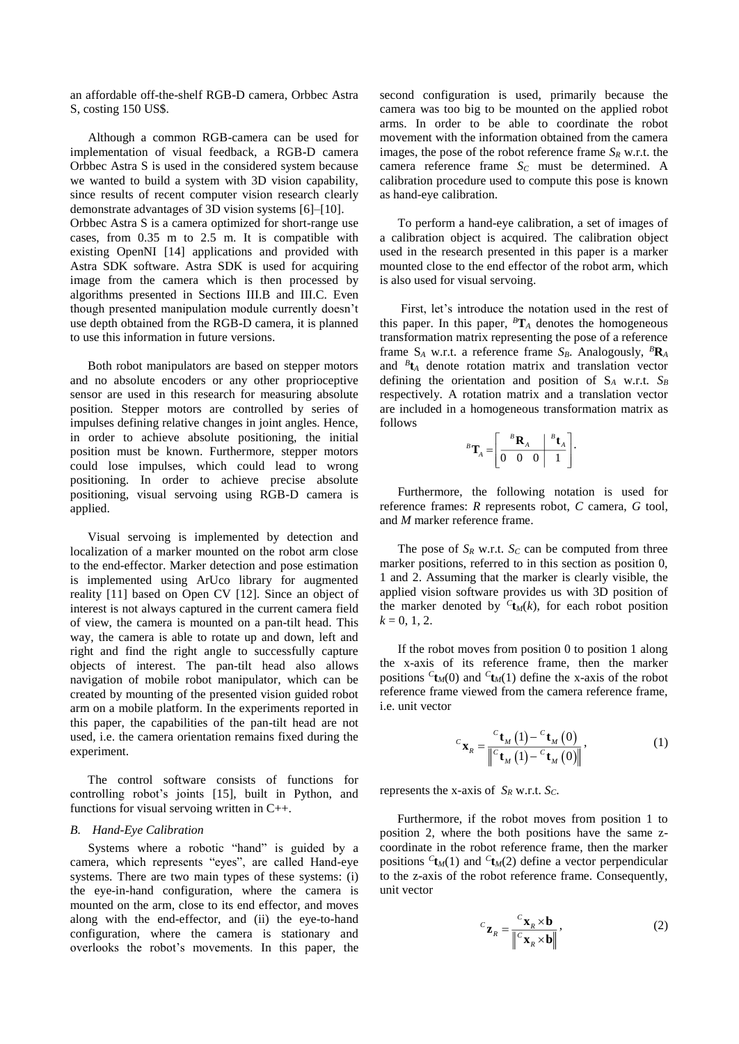an affordable off-the-shelf RGB-D camera, Orbbec Astra S, costing 150 US$.

Although a common RGB-camera can be used for implementation of visual feedback, a RGB-D camera Orbbec Astra S is used in the considered system because we wanted to build a system with 3D vision capability, since results of recent computer vision research clearly demonstrate advantages of 3D vision systems [6]–[10]. Orbbec Astra S is a camera optimized for short-range use cases, from 0.35 m to 2.5 m. It is compatible with existing OpenNI [14] applications and provided with Astra SDK software. Astra SDK is used for acquiring image from the camera which is then processed by algorithms presented in Sections III.B and III.C. Even though presented manipulation module currently doesn't use depth obtained from the RGB-D camera, it is planned to use this information in future versions.

Both robot manipulators are based on stepper motors and no absolute encoders or any other proprioceptive sensor are used in this research for measuring absolute position. Stepper motors are controlled by series of impulses defining relative changes in joint angles. Hence, in order to achieve absolute positioning, the initial position must be known. Furthermore, stepper motors could lose impulses, which could lead to wrong positioning. In order to achieve precise absolute positioning, visual servoing using RGB-D camera is applied.

Visual servoing is implemented by detection and localization of a marker mounted on the robot arm close to the end-effector. Marker detection and pose estimation is implemented using ArUco library for augmented reality [11] based on Open CV [12]. Since an object of interest is not always captured in the current camera field of view, the camera is mounted on a pan-tilt head. This way, the camera is able to rotate up and down, left and right and find the right angle to successfully capture objects of interest. The pan-tilt head also allows navigation of mobile robot manipulator, which can be created by mounting of the presented vision guided robot arm on a mobile platform. In the experiments reported in this paper, the capabilities of the pan-tilt head are not used, i.e. the camera orientation remains fixed during the experiment.

The control software consists of functions for controlling robot's joints [15], built in Python, and functions for visual servoing written in C++.

### *B. Hand-Eye Calibration*

Systems where a robotic "hand" is guided by a camera, which represents "eyes", are called Hand-eye systems. There are two main types of these systems: (i) the eye-in-hand configuration, where the camera is mounted on the arm, close to its end effector, and moves along with the end-effector, and (ii) the eye-to-hand configuration, where the camera is stationary and overlooks the robot's movements. In this paper, the second configuration is used, primarily because the camera was too big to be mounted on the applied robot arms. In order to be able to coordinate the robot movement with the information obtained from the camera images, the pose of the robot reference frame $S_R$ w.r.t. the camera reference frame $S_C$ must be determined. A calibration procedure used to compute this pose is known as hand-eye calibration.

To perform a hand-eye calibration, a set of images of a calibration object is acquired. The calibration object used in the research presented in this paper is a marker mounted close to the end effector of the robot arm, which is also used for visual servoing.

First, let's introduce the notation used in the rest of this paper. In this paper, ${}^{B}\mathbf{T}_A$ denotes the homogeneous transformation matrix representing the pose of a reference frame $S_A$ w.r.t. a reference frame $S_B$. Analogously, ${}^{B}\mathbf{R}_A$ and ${}^{B}\mathbf{t}_A$ denote rotation matrix and translation vector defining the orientation and position of $S_A$ w.r.t. $S_B$ respectively. A rotation matrix and a translation vector are included in a homogeneous transformation matrix as follows

$$
{}^{B}\mathbf{T}_A = \left[ \begin{array}{c|c} {}^{B}\mathbf{R}_A & {}^{B}\mathbf{t}_A \\ \hline 0 \quad 0 \quad 0 & 1 \end{array} \right].
$$

Furthermore, the following notation is used for reference frames: *R* represents robot, *C* camera, *G* tool, and *M* marker reference frame.

The pose of $S_R$ w.r.t. $S_C$ can be computed from three marker positions, referred to in this section as position 0, 1 and 2. Assuming that the marker is clearly visible, the applied vision software provides us with 3D position of the marker denoted by ${}^{C}\mathbf{t}_M(k)$, for each robot position $k = 0, 1, 2$.

If the robot moves from position 0 to position 1 along the x-axis of its reference frame, then the marker positions ${}^{C}\mathbf{t}_M(0)$ and ${}^{C}\mathbf{t}_M(1)$ define the x-axis of the robot reference frame viewed from the camera reference frame, i.e. unit vector

$$
{}^{C}\mathbf{x}_R = \frac{{}^{C}\mathbf{t}_M(1) - {}^{C}\mathbf{t}_M(0)}{\left\| {}^{C}\mathbf{t}_M(1) - {}^{C}\mathbf{t}_M(0) \right\|}, \tag{1}
$$

represents the x-axis of $S_R$ w.r.t. $S_C$.

Furthermore, if the robot moves from position 1 to position 2, where the both positions have the same z-coordinate in the robot reference frame, then the marker positions ${}^{C}\mathbf{t}_M(1)$ and ${}^{C}\mathbf{t}_M(2)$ define a vector perpendicular to the z-axis of the robot reference frame. Consequently, unit vector

$$
{}^{C}\mathbf{z}_R = \frac{{}^{C}\mathbf{x}_R \times \mathbf{b}}{\left\| {}^{C}\mathbf{x}_R \times \mathbf{b} \right\|}, \tag{2}
$$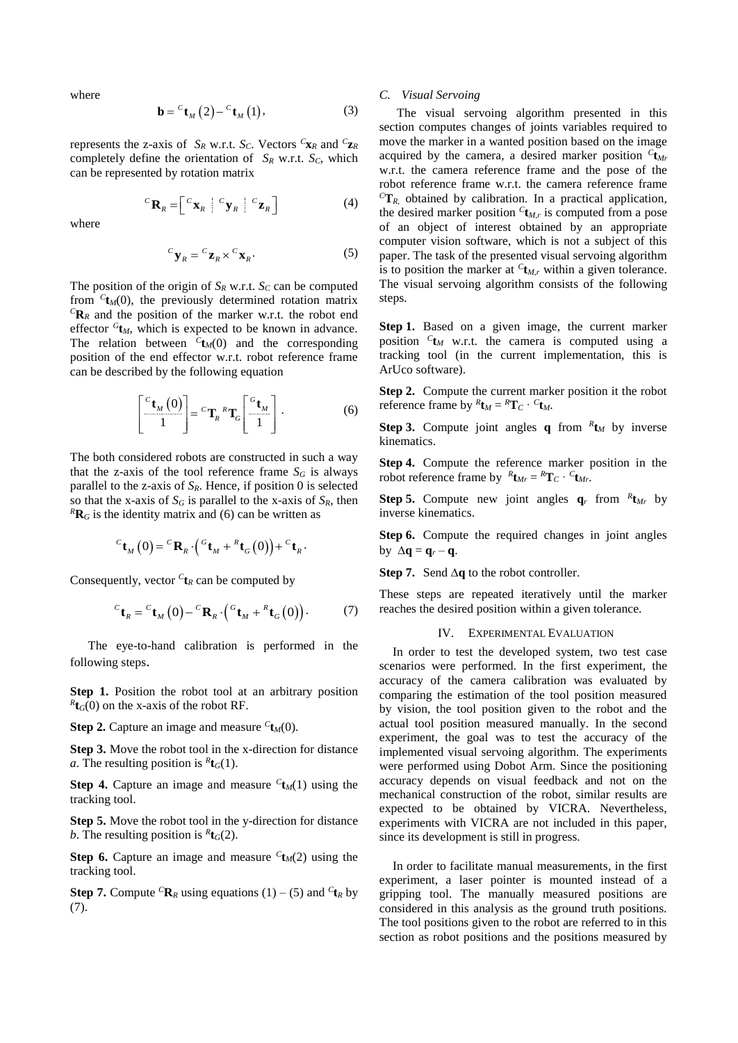where

$$\mathbf{b} = {}^{C}\mathbf{t}_{M}(2) - {}^{C}\mathbf{t}_{M}(1), \tag{3}$$

represents the z-axis of $S_R$ w.r.t. $S_C$. Vectors ${}^{C}\mathbf{x}_R$ and ${}^{C}\mathbf{z}_R$ completely define the orientation of $S_R$ w.r.t. $S_C$, which can be represented by rotation matrix

$${}^{C}\mathbf{R}_{R} = \left[ {}^{C}\mathbf{x}_{R} \;\vdots\; {}^{C}\mathbf{y}_{R} \;\vdots\; {}^{C}\mathbf{z}_{R} \right] \tag{4}$$

where

$${}^{C}\mathbf{y}_{R} = {}^{C}\mathbf{z}_{R} \times {}^{C}\mathbf{x}_{R}. \tag{5}$$

The position of the origin of $S_R$ w.r.t. $S_C$ can be computed from ${}^{C}\mathbf{t}_M(0)$, the previously determined rotation matrix ${}^{C}\mathbf{R}_R$ and the position of the marker w.r.t. the robot end effector ${}^{G}\mathbf{t}_M$, which is expected to be known in advance. The relation between ${}^{C}\mathbf{t}_M(0)$ and the corresponding position of the end effector w.r.t. robot reference frame can be described by the following equation

$$\begin{bmatrix} {}^{C}\mathbf{t}_{M}(0) \\ 1 \end{bmatrix} = {}^{C}\mathbf{T}_{R}\,{}^{R}\mathbf{T}_{G} \begin{bmatrix} {}^{G}\mathbf{t}_{M} \\ 1 \end{bmatrix}. \tag{6}$$

The both considered robots are constructed in such a way that the z-axis of the tool reference frame $S_G$ is always parallel to the z-axis of $S_R$. Hence, if position 0 is selected so that the x-axis of $S_G$ is parallel to the x-axis of $S_R$, then ${}^{R}\mathbf{R}_G$ is the identity matrix and (6) can be written as

$${}^{C}\mathbf{t}_{M}(0) = {}^{C}\mathbf{R}_{R} \cdot \left( {}^{G}\mathbf{t}_{M} + {}^{R}\mathbf{t}_{G}(0) \right) + {}^{C}\mathbf{t}_{R}.$$

Consequently, vector ${}^{C}\mathbf{t}_R$ can be computed by

$${}^{C}\mathbf{t}_{R} = {}^{C}\mathbf{t}_{M}(0) - {}^{C}\mathbf{R}_{R} \cdot \left( {}^{G}\mathbf{t}_{M} + {}^{R}\mathbf{t}_{G}(0) \right). \tag{7}$$

The eye-to-hand calibration is performed in the following steps.

**Step 1.** Position the robot tool at an arbitrary position ${}^{R}\mathbf{t}_G(0)$ on the x-axis of the robot RF.

**Step 2.** Capture an image and measure ${}^{C}\mathbf{t}_M(0)$.

**Step 3.** Move the robot tool in the x-direction for distance $a$. The resulting position is ${}^{R}\mathbf{t}_G(1)$.

**Step 4.** Capture an image and measure ${}^{C}\mathbf{t}_M(1)$ using the tracking tool.

**Step 5.** Move the robot tool in the y-direction for distance $b$. The resulting position is ${}^{R}\mathbf{t}_G(2)$.

**Step 6.** Capture an image and measure ${}^{C}\mathbf{t}_M(2)$ using the tracking tool.

**Step 7.** Compute ${}^{C}\mathbf{R}_R$ using equations (1) – (5) and ${}^{C}\mathbf{t}_R$ by (7).

### *C. Visual Servoing*

The visual servoing algorithm presented in this section computes changes of joints variables required to move the marker in a wanted position based on the image acquired by the camera, a desired marker position ${}^{C}\mathbf{t}_{Mr}$ w.r.t. the camera reference frame and the pose of the robot reference frame w.r.t. the camera reference frame ${}^{C}\mathbf{T}_R$, obtained by calibration. In a practical application, the desired marker position ${}^{C}\mathbf{t}_{M,r}$ is computed from a pose of an object of interest obtained by an appropriate computer vision software, which is not a subject of this paper. The task of the presented visual servoing algorithm is to position the marker at ${}^{C}\mathbf{t}_{M,r}$ within a given tolerance. The visual servoing algorithm consists of the following steps.

**Step 1.** Based on a given image, the current marker position ${}^{C}\mathbf{t}_M$ w.r.t. the camera is computed using a tracking tool (in the current implementation, this is ArUco software).

**Step 2.** Compute the current marker position it the robot reference frame by ${}^{R}\mathbf{t}_M = {}^{R}\mathbf{T}_C \cdot {}^{C}\mathbf{t}_M$.

**Step 3.** Compute joint angles $\mathbf{q}$ from ${}^{R}\mathbf{t}_M$ by inverse kinematics.

**Step 4.** Compute the reference marker position in the robot reference frame by ${}^{R}\mathbf{t}_{Mr} = {}^{R}\mathbf{T}_C \cdot {}^{C}\mathbf{t}_{Mr}$.

**Step 5.** Compute new joint angles $\mathbf{q}_r$ from ${}^{R}\mathbf{t}_{Mr}$ by inverse kinematics.

**Step 6.** Compute the required changes in joint angles by $\Delta\mathbf{q} = \mathbf{q}_r - \mathbf{q}$.

**Step 7.** Send $\Delta\mathbf{q}$ to the robot controller.

These steps are repeated iteratively until the marker reaches the desired position within a given tolerance.

## IV. Experimental Evaluation

In order to test the developed system, two test case scenarios were performed. In the first experiment, the accuracy of the camera calibration was evaluated by comparing the estimation of the tool position measured by vision, the tool position given to the robot and the actual tool position measured manually. In the second experiment, the goal was to test the accuracy of the implemented visual servoing algorithm. The experiments were performed using Dobot Arm. Since the positioning accuracy depends on visual feedback and not on the mechanical construction of the robot, similar results are expected to be obtained by VICRA. Nevertheless, experiments with VICRA are not included in this paper, since its development is still in progress.

In order to facilitate manual measurements, in the first experiment, a laser pointer is mounted instead of a gripping tool. The manually measured positions are considered in this analysis as the ground truth positions. The tool positions given to the robot are referred to in this section as robot positions and the positions measured by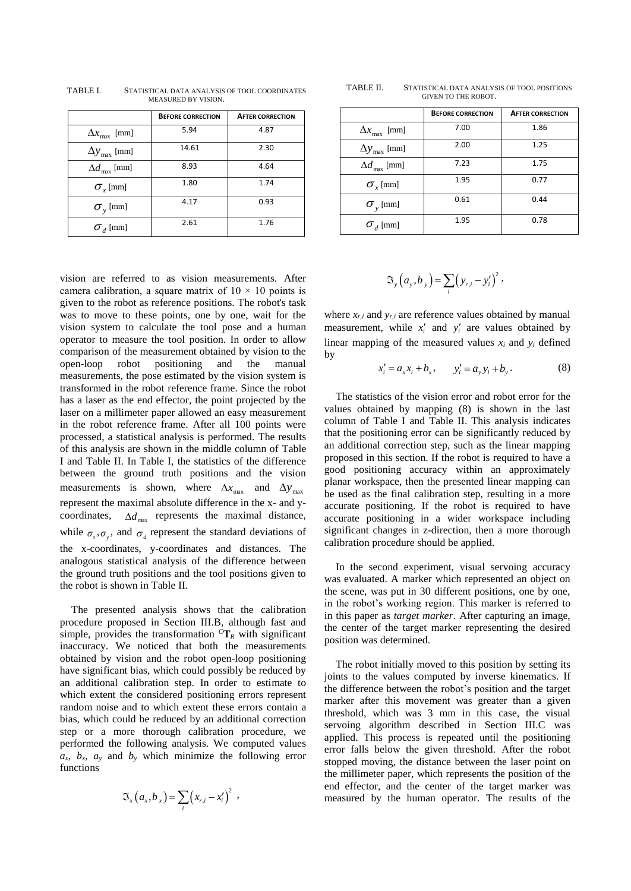TABLE I. STATISTICAL DATA ANALYSIS OF TOOL COORDINATES MEASURED BY VISION.

| | BEFORE CORRECTION | AFTER CORRECTION |
|---|---|---|
| $\Delta x_{\max}$ [mm] | 5.94 | 4.87 |
| $\Delta y_{\max}$ [mm] | 14.61 | 2.30 |
| $\Delta d_{\max}$ [mm] | 8.93 | 4.64 |
| $\sigma_x$ [mm] | 1.80 | 1.74 |
| $\sigma_y$ [mm] | 4.17 | 0.93 |
| $\sigma_d$ [mm] | 2.61 | 1.76 |

TABLE II. STATISTICAL DATA ANALYSIS OF TOOL POSITIONS GIVEN TO THE ROBOT.

| | BEFORE CORRECTION | AFTER CORRECTION |
|---|---|---|
| $\Delta x_{\max}$ [mm] | 7.00 | 1.86 |
| $\Delta y_{\max}$ [mm] | 2.00 | 1.25 |
| $\Delta d_{\max}$ [mm] | 7.23 | 1.75 |
| $\sigma_x$ [mm] | 1.95 | 0.77 |
| $\sigma_y$ [mm] | 0.61 | 0.44 |
| $\sigma_d$ [mm] | 1.95 | 0.78 |

vision are referred to as vision measurements. After camera calibration, a square matrix of $10 \times 10$ points is given to the robot as reference positions. The robot's task was to move to these points, one by one, wait for the vision system to calculate the tool pose and a human operator to measure the tool position. In order to allow comparison of the measurement obtained by vision to the open-loop robot positioning and the manual measurements, the pose estimated by the vision system is transformed in the robot reference frame. Since the robot has a laser as the end effector, the point projected by the laser on a millimeter paper allowed an easy measurement in the robot reference frame. After all 100 points were processed, a statistical analysis is performed. The results of this analysis are shown in the middle column of Table I and Table II. In Table I, the statistics of the difference between the ground truth positions and the vision measurements is shown, where $\Delta x_{\max}$ and $\Delta y_{\max}$ represent the maximal absolute difference in the x- and y-coordinates, $\Delta d_{\max}$ represents the maximal distance, while $\sigma_x, \sigma_y$, and $\sigma_d$ represent the standard deviations of the x-coordinates, y-coordinates and distances. The analogous statistical analysis of the difference between the ground truth positions and the tool positions given to the robot is shown in Table II.

The presented analysis shows that the calibration procedure proposed in Section III.B, although fast and simple, provides the transformation ${}^{C}\mathbf{T}_R$ with significant inaccuracy. We noticed that both the measurements obtained by vision and the robot open-loop positioning have significant bias, which could possibly be reduced by an additional calibration step. In order to estimate to which extent the considered positioning errors represent random noise and to which extent these errors contain a bias, which could be reduced by an additional correction step or a more thorough calibration procedure, we performed the following analysis. We computed values $a_x$, $b_x$, $a_y$ and $b_y$ which minimize the following error functions

$$\Im_x(a_x, b_x) = \sum_i \left(x_{r,i} - x_i'\right)^2 ,$$

$$\Im_y(a_y, b_y) = \sum_i \left(y_{r,i} - y_i'\right)^2 ,$$

where $x_{r,i}$ and $y_{r,i}$ are reference values obtained by manual measurement, while $x_i'$ and $y_i'$ are values obtained by linear mapping of the measured values $x_i$ and $y_i$ defined by

$$x_i' = a_x x_i + b_x, \qquad y_i' = a_y y_i + b_y . \tag{8}$$

The statistics of the vision error and robot error for the values obtained by mapping (8) is shown in the last column of Table I and Table II. This analysis indicates that the positioning error can be significantly reduced by an additional correction step, such as the linear mapping proposed in this section. If the robot is required to have a good positioning accuracy within an approximately planar workspace, then the presented linear mapping can be used as the final calibration step, resulting in a more accurate positioning. If the robot is required to have accurate positioning in a wider workspace including significant changes in z-direction, then a more thorough calibration procedure should be applied.

In the second experiment, visual servoing accuracy was evaluated. A marker which represented an object on the scene, was put in 30 different positions, one by one, in the robot's working region. This marker is referred to in this paper as *target marker*. After capturing an image, the center of the target marker representing the desired position was determined.

The robot initially moved to this position by setting its joints to the values computed by inverse kinematics. If the difference between the robot's position and the target marker after this movement was greater than a given threshold, which was 3 mm in this case, the visual servoing algorithm described in Section III.C was applied. This process is repeated until the positioning error falls below the given threshold. After the robot stopped moving, the distance between the laser point on the millimeter paper, which represents the position of the end effector, and the center of the target marker was measured by the human operator. The results of the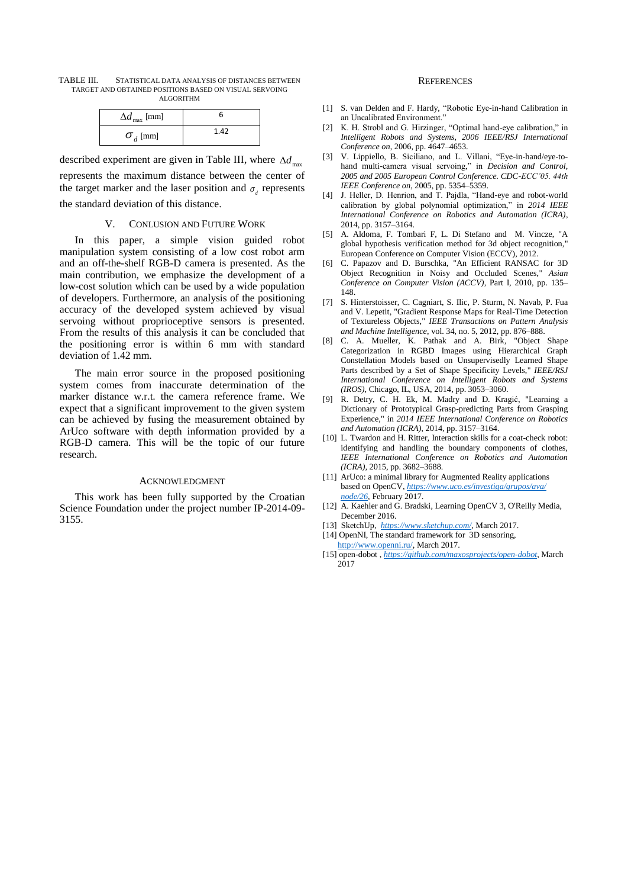TABLE III. STATISTICAL DATA ANALYSIS OF DISTANCES BETWEEN TARGET AND OBTAINED POSITIONS BASED ON VISUAL SERVOING ALGORITHM

| | |
|---|---|
| $\Delta d_{max}$ [mm] | 6 |
| $\sigma_d$ [mm] | 1.42 |

described experiment are given in Table III, where $\Delta d_{max}$ represents the maximum distance between the center of the target marker and the laser position and $\sigma_d$ represents the standard deviation of this distance.

## V. CONLUSION AND FUTURE WORK

In this paper, a simple vision guided robot manipulation system consisting of a low cost robot arm and an off-the-shelf RGB-D camera is presented. As the main contribution, we emphasize the development of a low-cost solution which can be used by a wide population of developers. Furthermore, an analysis of the positioning accuracy of the developed system achieved by visual servoing without proprioceptive sensors is presented. From the results of this analysis it can be concluded that the positioning error is within 6 mm with standard deviation of 1.42 mm.

The main error source in the proposed positioning system comes from inaccurate determination of the marker distance w.r.t. the camera reference frame. We expect that a significant improvement to the given system can be achieved by fusing the measurement obtained by ArUco software with depth information provided by a RGB-D camera. This will be the topic of our future research.

## ACKNOWLEDGMENT

This work has been fully supported by the Croatian Science Foundation under the project number IP-2014-09-3155.

## REFERENCES

[1] S. van Delden and F. Hardy, “Robotic Eye-in-hand Calibration in an Uncalibrated Environment.”

[2] K. H. Strobl and G. Hirzinger, “Optimal hand-eye calibration,” in *Intelligent Robots and Systems, 2006 IEEE/RSJ International Conference on*, 2006, pp. 4647–4653.

[3] V. Lippiello, B. Siciliano, and L. Villani, “Eye-in-hand/eye-to-hand multi-camera visual servoing,” in *Decision and Control, 2005 and 2005 European Control Conference. CDC-ECC'05. 44th IEEE Conference on*, 2005, pp. 5354–5359.

[4] J. Heller, D. Henrion, and T. Pajdla, “Hand-eye and robot-world calibration by global polynomial optimization,” in *2014 IEEE International Conference on Robotics and Automation (ICRA)*, 2014, pp. 3157–3164.

[5] A. Aldoma, F. Tombari F, L. Di Stefano and M. Vincze, "A global hypothesis verification method for 3d object recognition," European Conference on Computer Vision (ECCV), 2012.

[6] C. Papazov and D. Burschka, "An Efficient RANSAC for 3D Object Recognition in Noisy and Occluded Scenes," *Asian Conference on Computer Vision (ACCV)*, Part I, 2010, pp. 135–148.

[7] S. Hinterstoisser, C. Cagniart, S. Ilic, P. Sturm, N. Navab, P. Fua and V. Lepetit, "Gradient Response Maps for Real-Time Detection of Textureless Objects," *IEEE Transactions on Pattern Analysis and Machine Intelligence*, vol. 34, no. 5, 2012, pp. 876–888.

[8] C. A. Mueller, K. Pathak and A. Birk, "Object Shape Categorization in RGBD Images using Hierarchical Graph Constellation Models based on Unsupervisedly Learned Shape Parts described by a Set of Shape Specificity Levels," *IEEE/RSJ International Conference on Intelligent Robots and Systems (IROS)*, Chicago, IL, USA, 2014, pp. 3053–3060.

[9] R. Detry, C. H. Ek, M. Madry and D. Kragić, "Learning a Dictionary of Prototypical Grasp-predicting Parts from Grasping Experience," in *2014 IEEE International Conference on Robotics and Automation (ICRA)*, 2014, pp. 3157–3164.

[10] L. Twardon and H. Ritter, Interaction skills for a coat-check robot: identifying and handling the boundary components of clothes, *IEEE International Conference on Robotics and Automation (ICRA)*, 2015, pp. 3682–3688.

[11] ArUco: a minimal library for Augmented Reality applications based on OpenCV, *https://www.uco.es/investiga/grupos/ava/node/26*, February 2017.

[12] A. Kaehler and G. Bradski, Learning OpenCV 3, O'Reilly Media, December 2016.

[13] SketchUp, *https://www.sketchup.com/*, March 2017.

[14] OpenNI, The standard framework for 3D sensoring, http://www.openni.ru/, March 2017.

[15] open-dobot , *https://github.com/maxosprojects/open-dobot*, March 2017